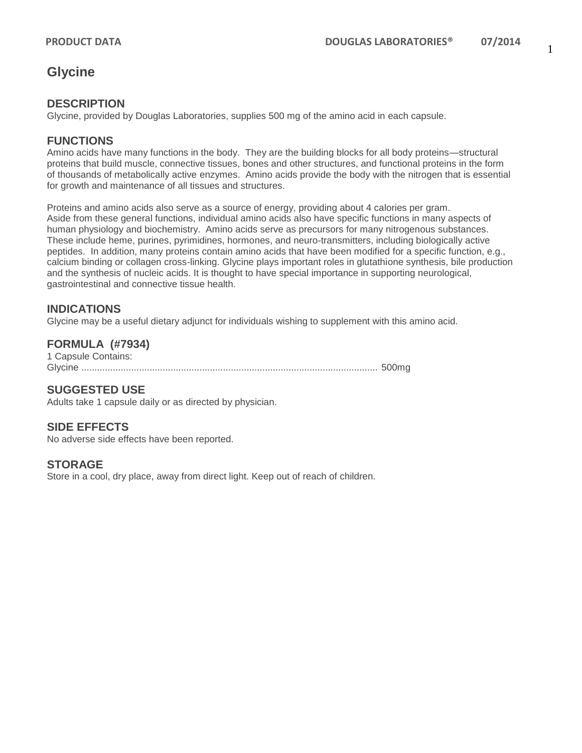# Glycine

## DESCRIPTION

Glycine, provided by Douglas Laboratories, supplies 500 mg of the amino acid in each capsule.

## FUNCTIONS

Amino acids have many functions in the body. They are the building blocks for all body proteins—structural proteins that build muscle, connective tissues, bones and other structures, and functional proteins in the form of thousands of metabolically active enzymes. Amino acids provide the body with the nitrogen that is essential for growth and maintenance of all tissues and structures.

Proteins and amino acids also serve as a source of energy, providing about 4 calories per gram. Aside from these general functions, individual amino acids also have specific functions in many aspects of human physiology and biochemistry. Amino acids serve as precursors for many nitrogenous substances. These include heme, purines, pyrimidines, hormones, and neuro-transmitters, including biologically active peptides. In addition, many proteins contain amino acids that have been modified for a specific function, e.g., calcium binding or collagen cross-linking. Glycine plays important roles in glutathione synthesis, bile production and the synthesis of nucleic acids. It is thought to have special importance in supporting neurological, gastrointestinal and connective tissue health.

## INDICATIONS

Glycine may be a useful dietary adjunct for individuals wishing to supplement with this amino acid.

## FORMULA (#7934)

1 Capsule Contains:
Glycine ................................................................................................................ 500mg

## SUGGESTED USE

Adults take 1 capsule daily or as directed by physician.

## SIDE EFFECTS

No adverse side effects have been reported.

## STORAGE

Store in a cool, dry place, away from direct light. Keep out of reach of children.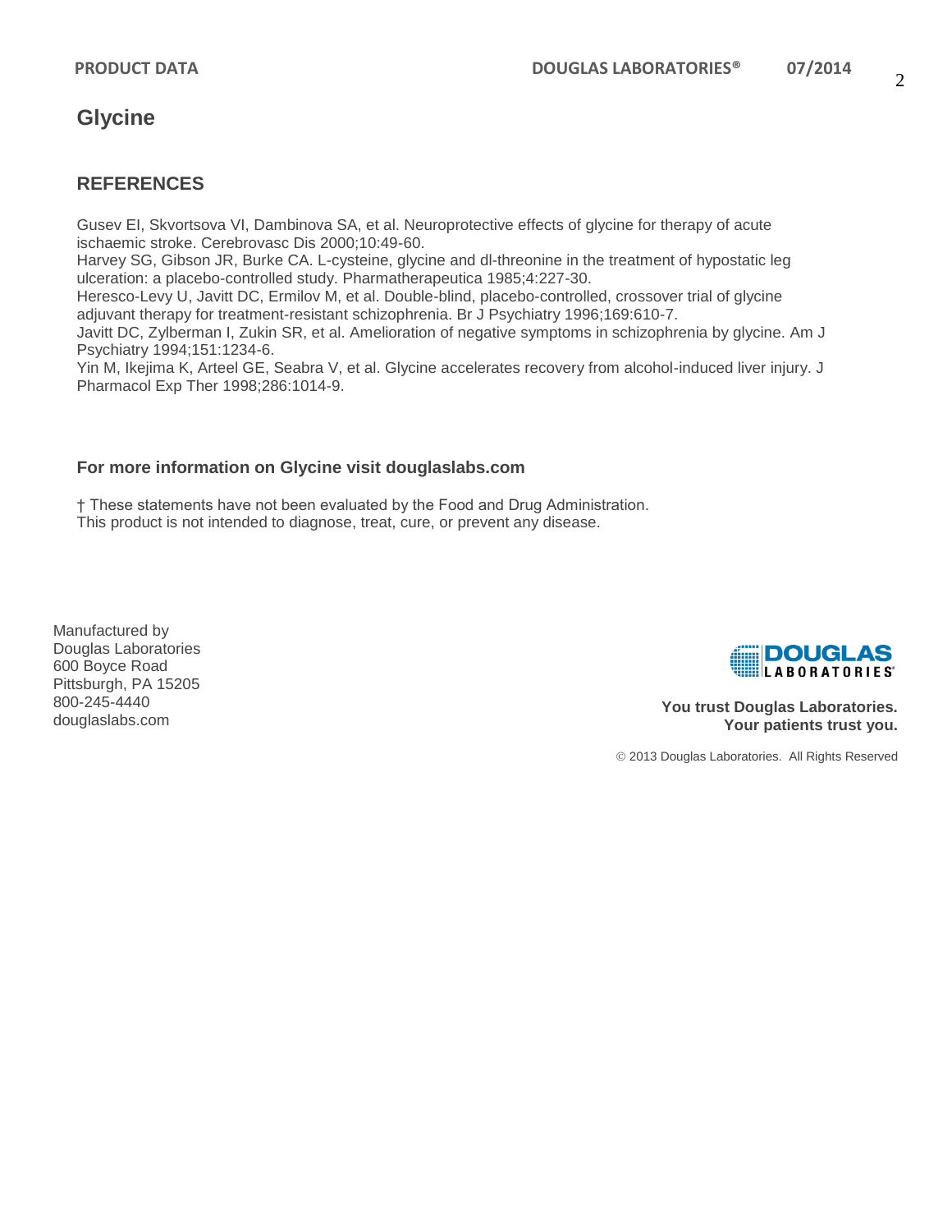# Glycine

## REFERENCES

Gusev EI, Skvortsova VI, Dambinova SA, et al. Neuroprotective effects of glycine for therapy of acute ischaemic stroke. Cerebrovasc Dis 2000;10:49-60.
Harvey SG, Gibson JR, Burke CA. L-cysteine, glycine and dl-threonine in the treatment of hypostatic leg ulceration: a placebo-controlled study. Pharmatherapeutica 1985;4:227-30.
Heresco-Levy U, Javitt DC, Ermilov M, et al. Double-blind, placebo-controlled, crossover trial of glycine adjuvant therapy for treatment-resistant schizophrenia. Br J Psychiatry 1996;169:610-7.
Javitt DC, Zylberman I, Zukin SR, et al. Amelioration of negative symptoms in schizophrenia by glycine. Am J Psychiatry 1994;151:1234-6.
Yin M, Ikejima K, Arteel GE, Seabra V, et al. Glycine accelerates recovery from alcohol-induced liver injury. J Pharmacol Exp Ther 1998;286:1014-9.

**For more information on Glycine visit douglaslabs.com**

† These statements have not been evaluated by the Food and Drug Administration.
This product is not intended to diagnose, treat, cure, or prevent any disease.

Manufactured by
Douglas Laboratories
600 Boyce Road
Pittsburgh, PA 15205
800-245-4440
douglaslabs.com

DOUGLAS LABORATORIES®

**You trust Douglas Laboratories.**
**Your patients trust you.**

© 2013 Douglas Laboratories. All Rights Reserved